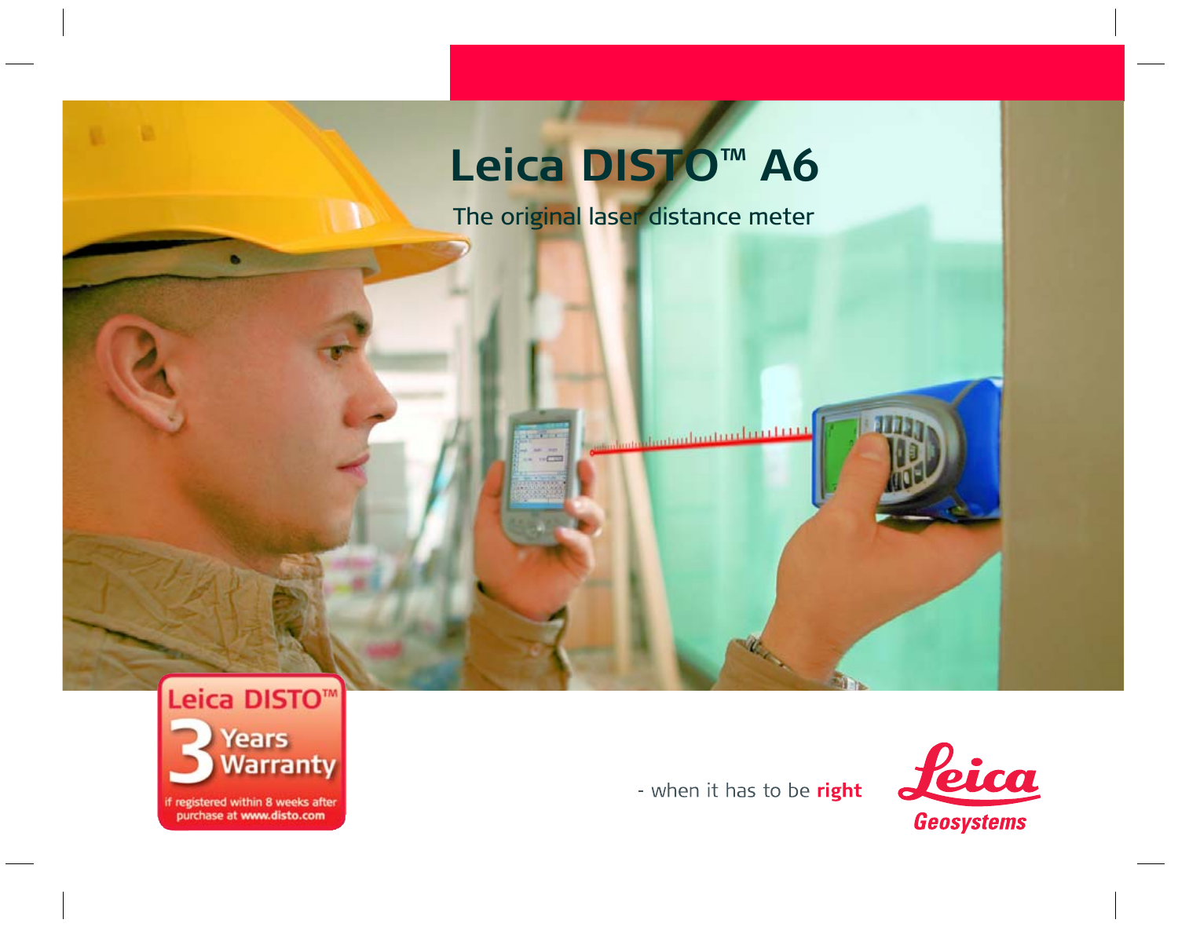# Leica DISTO™ A6

The original laser distance meter

Leica DISTO™

3 Years Warranty

if registered within 8 weeks after purchase at www.disto.com

- when it has to be **right**

Leica Geosystems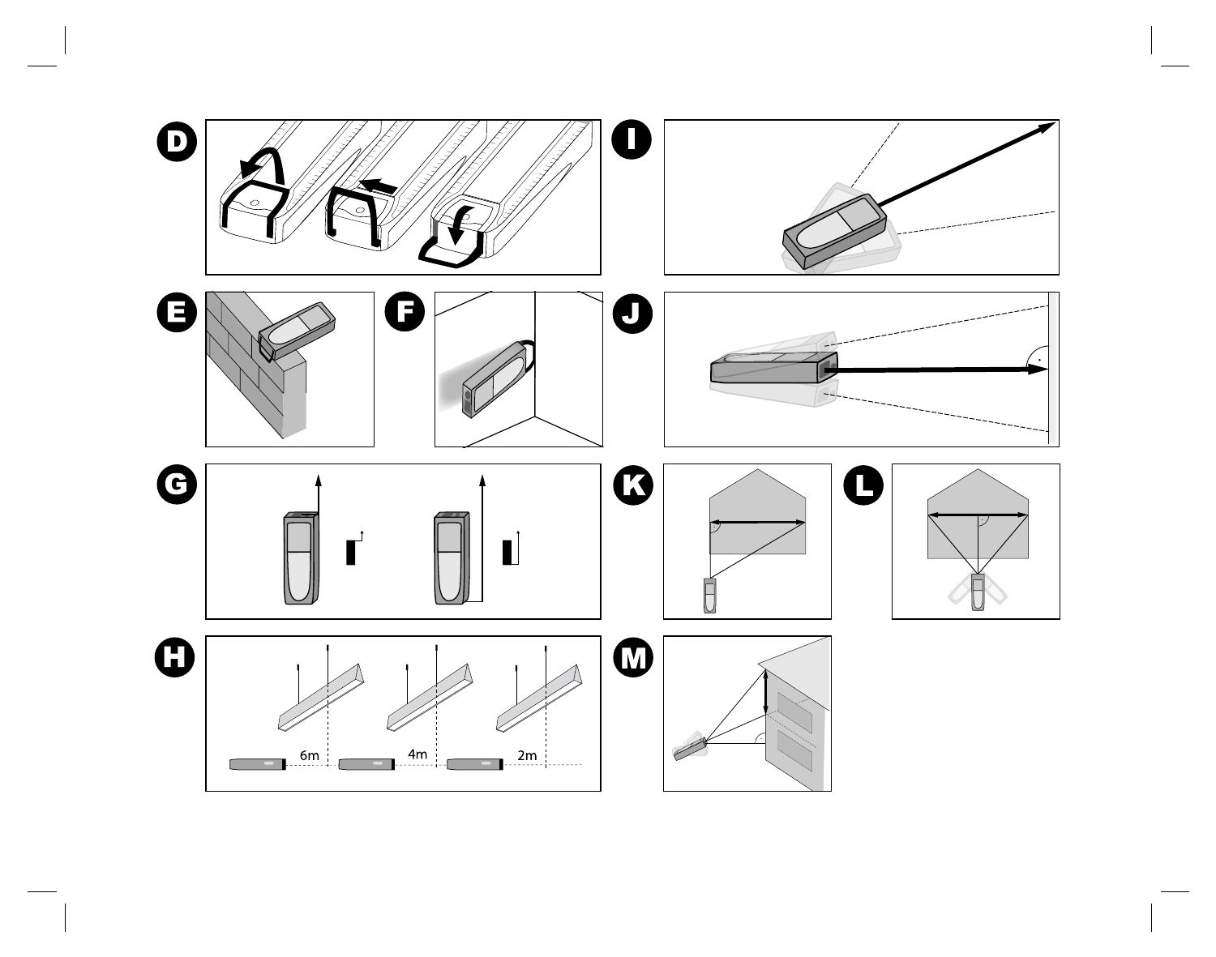D

I

E

F

J

G

K

L

H

6m 4m 2m

M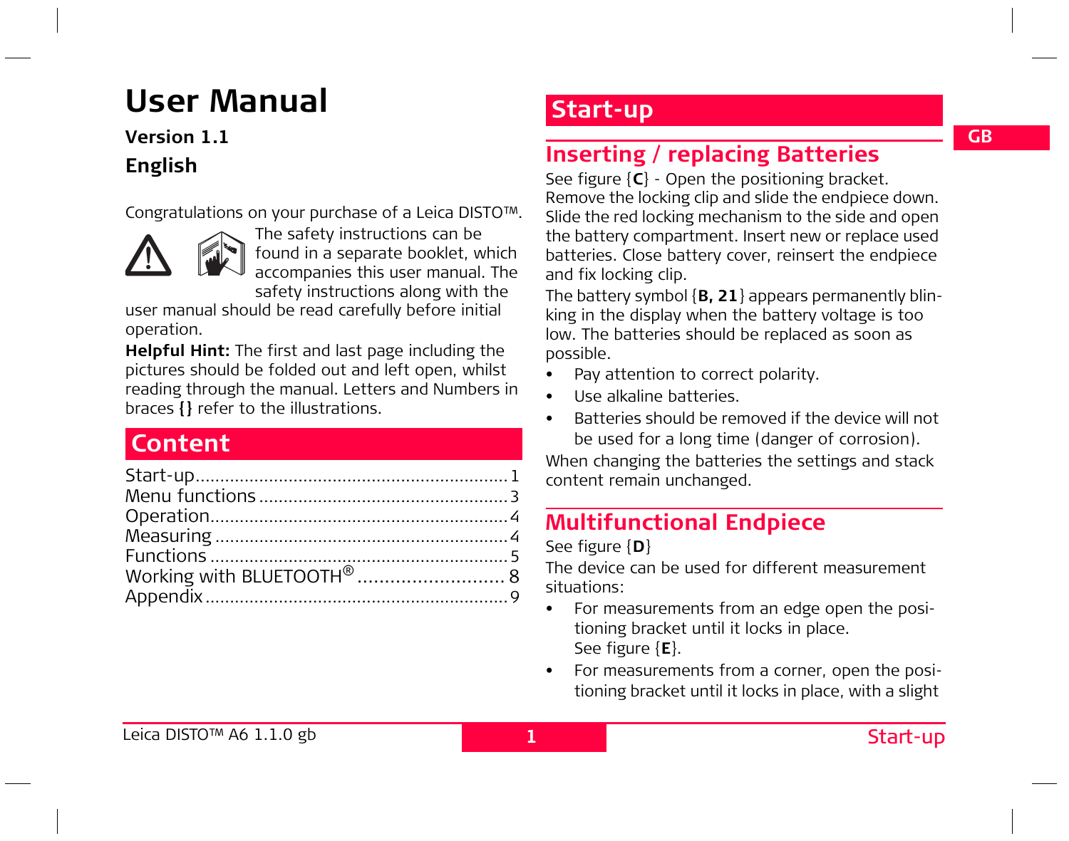# User Manual

**Version 1.1**

**English**

Congratulations on your purchase of a Leica DISTO™.

The safety instructions can be found in a separate booklet, which accompanies this user manual. The safety instructions along with the user manual should be read carefully before initial operation.

**Helpful Hint:** The first and last page including the pictures should be folded out and left open, whilst reading through the manual. Letters and Numbers in braces **{}** refer to the illustrations.

## Content

Start-up ........................................................ 1
Menu functions .............................................. 3
Operation ...................................................... 4
Measuring ..................................................... 4
Functions ...................................................... 5
Working with BLUETOOTH® ......................... 8
Appendix ....................................................... 9

# Start-up

GB

## Inserting / replacing Batteries

See figure {**C**} - Open the positioning bracket. Remove the locking clip and slide the endpiece down. Slide the red locking mechanism to the side and open the battery compartment. Insert new or replace used batteries. Close battery cover, reinsert the endpiece and fix locking clip.

The battery symbol {**B, 21**} appears permanently blinking in the display when the battery voltage is too low. The batteries should be replaced as soon as possible.

- Pay attention to correct polarity.
- Use alkaline batteries.
- Batteries should be removed if the device will not be used for a long time (danger of corrosion).

When changing the batteries the settings and stack content remain unchanged.

## Multifunctional Endpiece

See figure {**D**}

The device can be used for different measurement situations:

- For measurements from an edge open the positioning bracket until it locks in place.
  See figure {**E**}.
- For measurements from a corner, open the positioning bracket until it locks in place, with a slight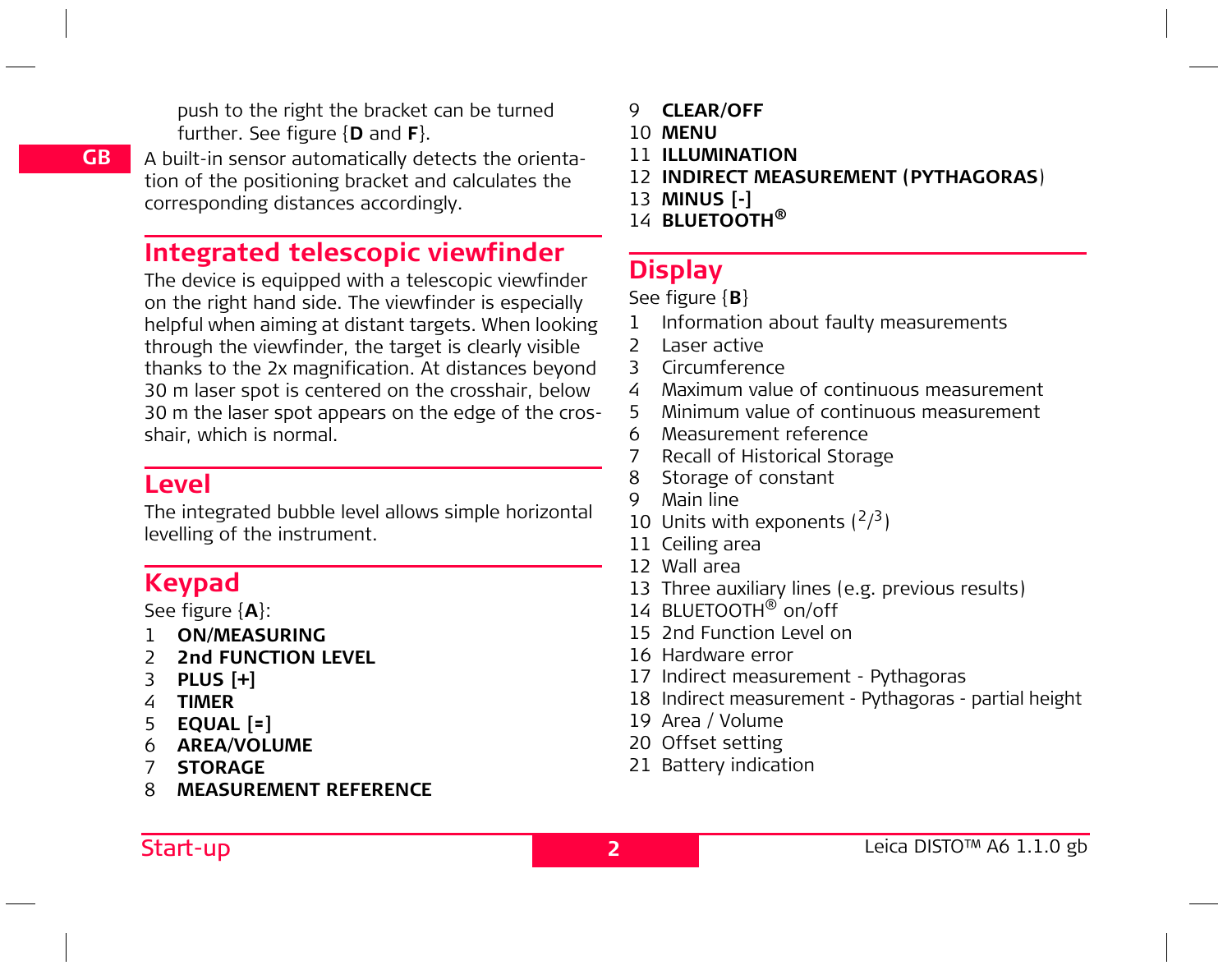push to the right the bracket can be turned further. See figure {**D** and **F**}.

A built-in sensor automatically detects the orientation of the positioning bracket and calculates the corresponding distances accordingly.

## Integrated telescopic viewfinder

The device is equipped with a telescopic viewfinder on the right hand side. The viewfinder is especially helpful when aiming at distant targets. When looking through the viewfinder, the target is clearly visible thanks to the 2x magnification. At distances beyond 30 m laser spot is centered on the crosshair, below 30 m the laser spot appears on the edge of the crosshair, which is normal.

## Level

The integrated bubble level allows simple horizontal levelling of the instrument.

## Keypad

See figure {**A**}:

1. **ON/MEASURING**
2. **2nd FUNCTION LEVEL**
3. **PLUS [+]**
4. **TIMER**
5. **EQUAL [=]**
6. **AREA/VOLUME**
7. **STORAGE**
8. **MEASUREMENT REFERENCE**
9. **CLEAR/OFF**
10. **MENU**
11. **ILLUMINATION**
12. **INDIRECT MEASUREMENT (PYTHAGORAS)**
13. **MINUS [-]**
14. **BLUETOOTH®**

## Display

See figure {**B**}

1. Information about faulty measurements
2. Laser active
3. Circumference
4. Maximum value of continuous measurement
5. Minimum value of continuous measurement
6. Measurement reference
7. Recall of Historical Storage
8. Storage of constant
9. Main line
10. Units with exponents ($^2$/$^3$)
11. Ceiling area
12. Wall area
13. Three auxiliary lines (e.g. previous results)
14. BLUETOOTH® on/off
15. 2nd Function Level on
16. Hardware error
17. Indirect measurement - Pythagoras
18. Indirect measurement - Pythagoras - partial height
19. Area / Volume
20. Offset setting
21. Battery indication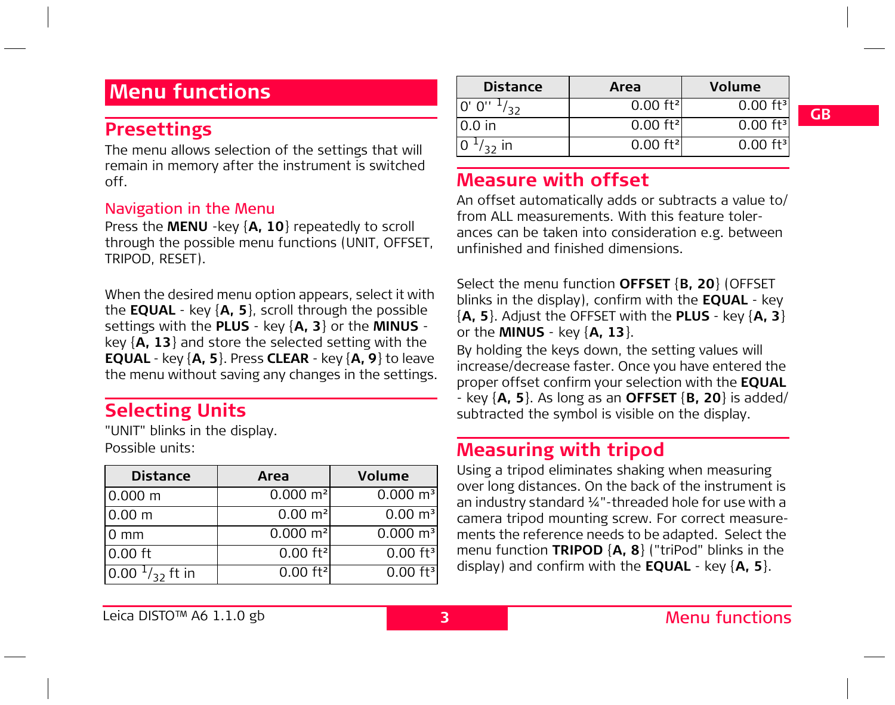# Menu functions

## Presettings

The menu allows selection of the settings that will remain in memory after the instrument is switched off.

### Navigation in the Menu

Press the **MENU** -key {**A, 10**} repeatedly to scroll through the possible menu functions (UNIT, OFFSET, TRIPOD, RESET).

When the desired menu option appears, select it with the **EQUAL** - key {**A, 5**}, scroll through the possible settings with the **PLUS** - key {**A, 3**} or the **MINUS** - key {**A, 13**} and store the selected setting with the **EQUAL** - key {**A, 5**}. Press **CLEAR** - key {**A, 9**} to leave the menu without saving any changes in the settings.

## Selecting Units

"UNIT" blinks in the display.
Possible units:

| Distance | Area | Volume |
|---|---|---|
| 0.000 m | 0.000 m² | 0.000 m³ |
| 0.00 m | 0.00 m² | 0.00 m³ |
| 0 mm | 0.000 m² | 0.000 m³ |
| 0.00 ft | 0.00 ft² | 0.00 ft³ |
| 0.00 $^{1}/_{32}$ ft in | 0.00 ft² | 0.00 ft³ |
| 0' 0'' $^{1}/_{32}$ | 0.00 ft² | 0.00 ft³ |
| 0.0 in | 0.00 ft² | 0.00 ft³ |
| 0 $^{1}/_{32}$ in | 0.00 ft² | 0.00 ft³ |

## Measure with offset

An offset automatically adds or subtracts a value to/from ALL measurements. With this feature tolerances can be taken into consideration e.g. between unfinished and finished dimensions.

Select the menu function **OFFSET** {**B, 20**} (OFFSET blinks in the display), confirm with the **EQUAL** - key {**A, 5**}. Adjust the OFFSET with the **PLUS** - key {**A, 3**} or the **MINUS** - key {**A, 13**}.

By holding the keys down, the setting values will increase/decrease faster. Once you have entered the proper offset confirm your selection with the **EQUAL** - key {**A, 5**}. As long as an **OFFSET** {**B, 20**} is added/subtracted the symbol is visible on the display.

## Measuring with tripod

Using a tripod eliminates shaking when measuring over long distances. On the back of the instrument is an industry standard ¼"-threaded hole for use with a camera tripod mounting screw. For correct measurements the reference needs to be adapted. Select the menu function **TRIPOD** {**A, 8**} ("triPod" blinks in the display) and confirm with the **EQUAL** - key {**A, 5**}.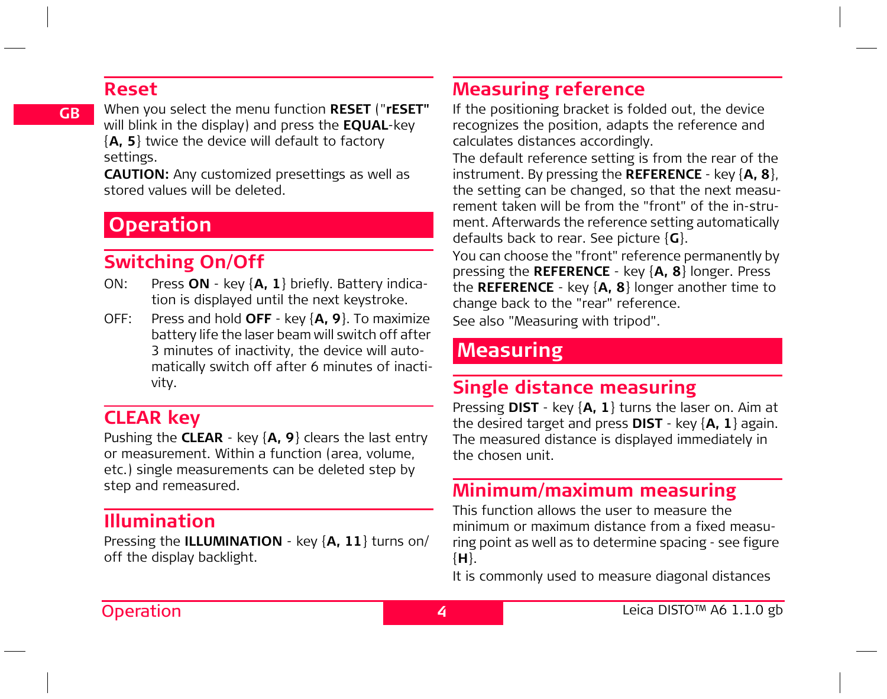## Reset

When you select the menu function **RESET** ("**rESET"** will blink in the display) and press the **EQUAL**-key {**A, 5**} twice the device will default to factory settings.

**CAUTION:** Any customized presettings as well as stored values will be deleted.

# Operation

## Switching On/Off

ON: Press **ON** - key {**A, 1**} briefly. Battery indication is displayed until the next keystroke.

OFF: Press and hold **OFF** - key {**A, 9**}. To maximize battery life the laser beam will switch off after 3 minutes of inactivity, the device will automatically switch off after 6 minutes of inactivity.

## CLEAR key

Pushing the **CLEAR** - key {**A, 9**} clears the last entry or measurement. Within a function (area, volume, etc.) single measurements can be deleted step by step and remeasured.

## Illumination

Pressing the **ILLUMINATION** - key {**A, 11**} turns on/off the display backlight.

## Measuring reference

If the positioning bracket is folded out, the device recognizes the position, adapts the reference and calculates distances accordingly.

The default reference setting is from the rear of the instrument. By pressing the **REFERENCE** - key {**A, 8**}, the setting can be changed, so that the next measurement taken will be from the "front" of the instrument. Afterwards the reference setting automatically defaults back to rear. See picture {**G**}.

You can choose the "front" reference permanently by pressing the **REFERENCE** - key {**A, 8**} longer. Press the **REFERENCE** - key {**A, 8**} longer another time to change back to the "rear" reference.

See also "Measuring with tripod".

# Measuring

## Single distance measuring

Pressing **DIST** - key {**A, 1**} turns the laser on. Aim at the desired target and press **DIST** - key {**A, 1**} again. The measured distance is displayed immediately in the chosen unit.

## Minimum/maximum measuring

This function allows the user to measure the minimum or maximum distance from a fixed measuring point as well as to determine spacing - see figure {**H**}.

It is commonly used to measure diagonal distances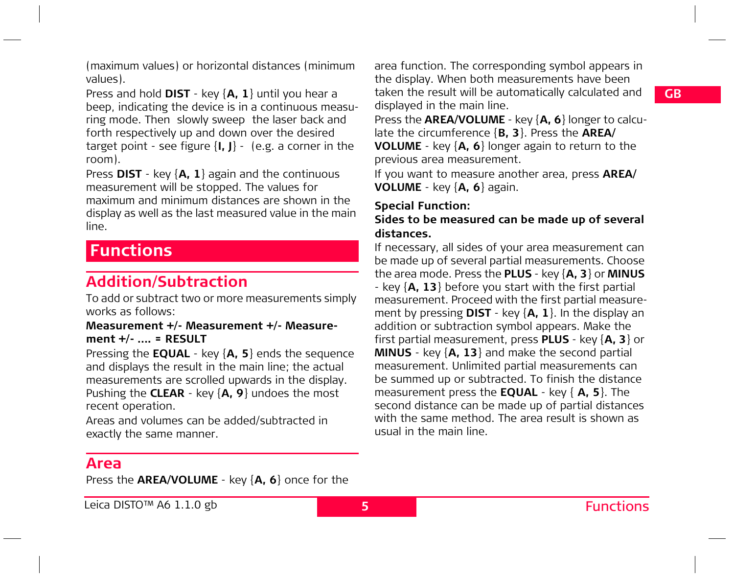(maximum values) or horizontal distances (minimum values).

Press and hold **DIST** - key {**A, 1**} until you hear a beep, indicating the device is in a continuous measuring mode. Then slowly sweep the laser back and forth respectively up and down over the desired target point - see figure {**I, J**} - (e.g. a corner in the room).

Press **DIST** - key {**A, 1**} again and the continuous measurement will be stopped. The values for maximum and minimum distances are shown in the display as well as the last measured value in the main line.

# Functions

## Addition/Subtraction

To add or subtract two or more measurements simply works as follows:

**Measurement +/- Measurement +/- Measurement +/- .... = RESULT**

Pressing the **EQUAL** - key {**A, 5**} ends the sequence and displays the result in the main line; the actual measurements are scrolled upwards in the display. Pushing the **CLEAR** - key {**A, 9**} undoes the most recent operation.

Areas and volumes can be added/subtracted in exactly the same manner.

## Area

Press the **AREA/VOLUME** - key {**A, 6**} once for the area function. The corresponding symbol appears in the display. When both measurements have been taken the result will be automatically calculated and displayed in the main line.

Press the **AREA/VOLUME** - key {**A, 6**} longer to calculate the circumference {**B, 3**}. Press the **AREA/ VOLUME** - key {**A, 6**} longer again to return to the previous area measurement.

If you want to measure another area, press **AREA/ VOLUME** - key {**A, 6**} again.

**Special Function:**

**Sides to be measured can be made up of several distances.**

If necessary, all sides of your area measurement can be made up of several partial measurements. Choose the area mode. Press the **PLUS** - key {**A, 3**} or **MINUS** - key {**A, 13**} before you start with the first partial measurement. Proceed with the first partial measurement by pressing **DIST** - key {**A, 1**}. In the display an addition or subtraction symbol appears. Make the first partial measurement, press **PLUS** - key {**A, 3**} or **MINUS** - key {**A, 13**} and make the second partial measurement. Unlimited partial measurements can be summed up or subtracted. To finish the distance measurement press the **EQUAL** - key { **A, 5**}. The second distance can be made up of partial distances with the same method. The area result is shown as usual in the main line.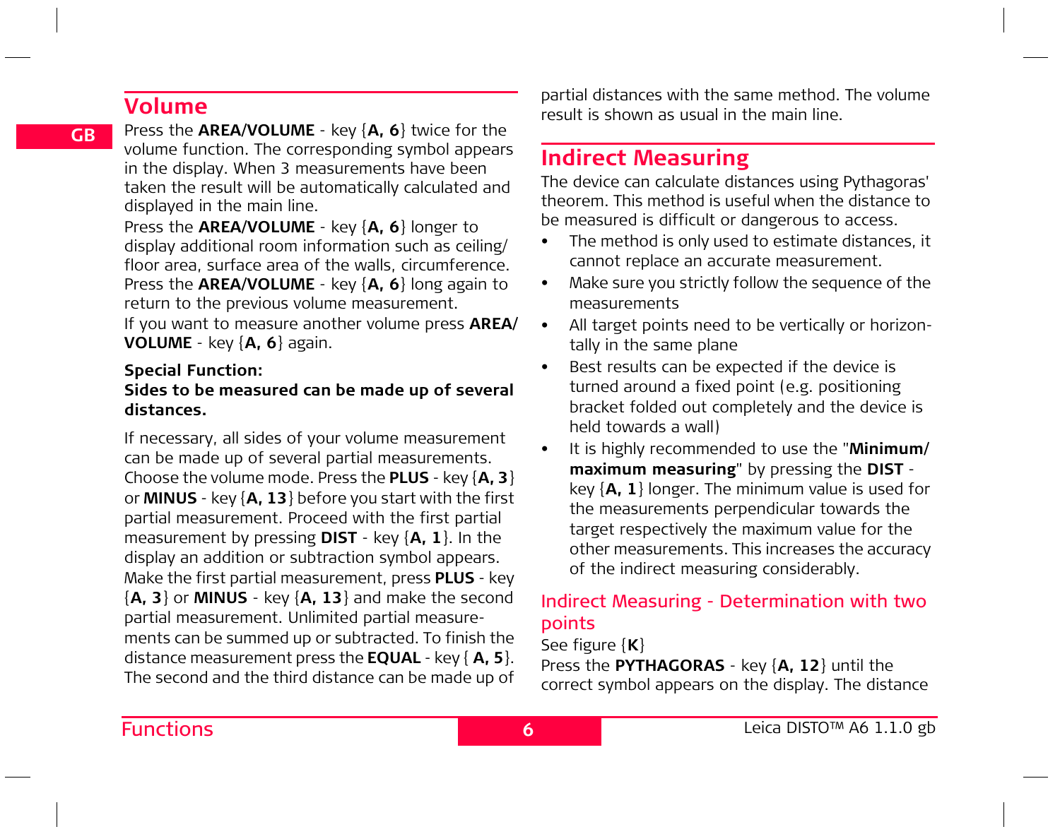## Volume

Press the **AREA/VOLUME** - key {**A, 6**} twice for the volume function. The corresponding symbol appears in the display. When 3 measurements have been taken the result will be automatically calculated and displayed in the main line.

Press the **AREA/VOLUME** - key {**A, 6**} longer to display additional room information such as ceiling/ floor area, surface area of the walls, circumference. Press the **AREA/VOLUME** - key {**A, 6**} long again to return to the previous volume measurement.

If you want to measure another volume press **AREA/ VOLUME** - key {**A, 6**} again.

**Special Function:**
**Sides to be measured can be made up of several distances.**

If necessary, all sides of your volume measurement can be made up of several partial measurements. Choose the volume mode. Press the **PLUS** - key {**A, 3**} or **MINUS** - key {**A, 13**} before you start with the first partial measurement. Proceed with the first partial measurement by pressing **DIST** - key {**A, 1**}. In the display an addition or subtraction symbol appears. Make the first partial measurement, press **PLUS** - key {**A, 3**} or **MINUS** - key {**A, 13**} and make the second partial measurement. Unlimited partial measurements can be summed up or subtracted. To finish the distance measurement press the **EQUAL** - key { **A, 5**}. The second and the third distance can be made up of partial distances with the same method. The volume result is shown as usual in the main line.

## Indirect Measuring

The device can calculate distances using Pythagoras' theorem. This method is useful when the distance to be measured is difficult or dangerous to access.

- The method is only used to estimate distances, it cannot replace an accurate measurement.
- Make sure you strictly follow the sequence of the measurements
- All target points need to be vertically or horizontally in the same plane
- Best results can be expected if the device is turned around a fixed point (e.g. positioning bracket folded out completely and the device is held towards a wall)
- It is highly recommended to use the "**Minimum/ maximum measuring**" by pressing the **DIST** - key {**A, 1**} longer. The minimum value is used for the measurements perpendicular towards the target respectively the maximum value for the other measurements. This increases the accuracy of the indirect measuring considerably.

### Indirect Measuring - Determination with two points

See figure {**K**}

Press the **PYTHAGORAS** - key {**A, 12**} until the correct symbol appears on the display. The distance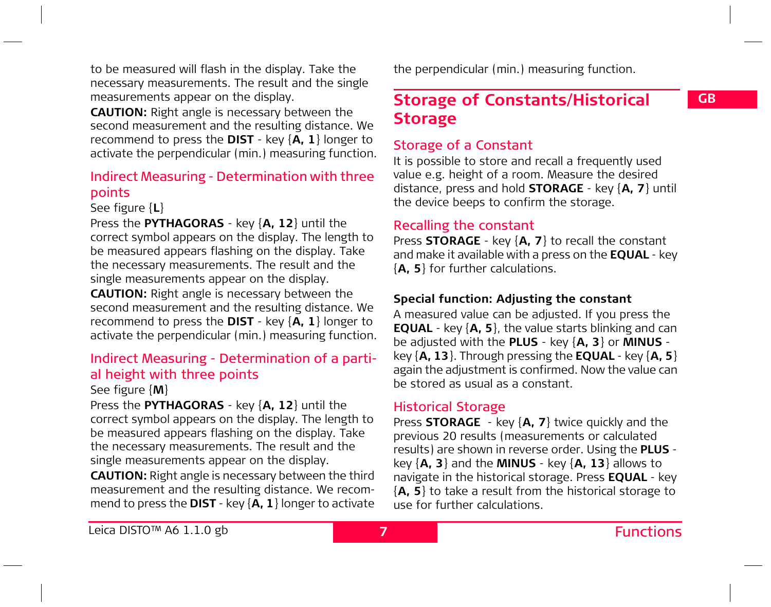to be measured will flash in the display. Take the necessary measurements. The result and the single measurements appear on the display.

**CAUTION:** Right angle is necessary between the second measurement and the resulting distance. We recommend to press the **DIST** - key {**A, 1**} longer to activate the perpendicular (min.) measuring function.

### Indirect Measuring - Determination with three points

See figure {**L**}

Press the **PYTHAGORAS** - key {**A, 12**} until the correct symbol appears on the display. The length to be measured appears flashing on the display. Take the necessary measurements. The result and the single measurements appear on the display.

**CAUTION:** Right angle is necessary between the second measurement and the resulting distance. We recommend to press the **DIST** - key {**A, 1**} longer to activate the perpendicular (min.) measuring function.

### Indirect Measuring - Determination of a partial height with three points

See figure {**M**}

Press the **PYTHAGORAS** - key {**A, 12**} until the correct symbol appears on the display. The length to be measured appears flashing on the display. Take the necessary measurements. The result and the single measurements appear on the display.

**CAUTION:** Right angle is necessary between the third measurement and the resulting distance. We recommend to press the **DIST** - key {**A, 1**} longer to activate the perpendicular (min.) measuring function.

## Storage of Constants/Historical Storage

### Storage of a Constant

It is possible to store and recall a frequently used value e.g. height of a room. Measure the desired distance, press and hold **STORAGE** - key {**A, 7**} until the device beeps to confirm the storage.

### Recalling the constant

Press **STORAGE** - key {**A, 7**} to recall the constant and make it available with a press on the **EQUAL** - key {**A, 5**} for further calculations.

#### Special function: Adjusting the constant

A measured value can be adjusted. If you press the **EQUAL** - key {**A, 5**}, the value starts blinking and can be adjusted with the **PLUS** - key {**A, 3**} or **MINUS** - key {**A, 13**}. Through pressing the **EQUAL** - key {**A, 5**} again the adjustment is confirmed. Now the value can be stored as usual as a constant.

### Historical Storage

Press **STORAGE** - key {**A, 7**} twice quickly and the previous 20 results (measurements or calculated results) are shown in reverse order. Using the **PLUS** - key {**A, 3**} and the **MINUS** - key {**A, 13**} allows to navigate in the historical storage. Press **EQUAL** - key {**A, 5**} to take a result from the historical storage to use for further calculations.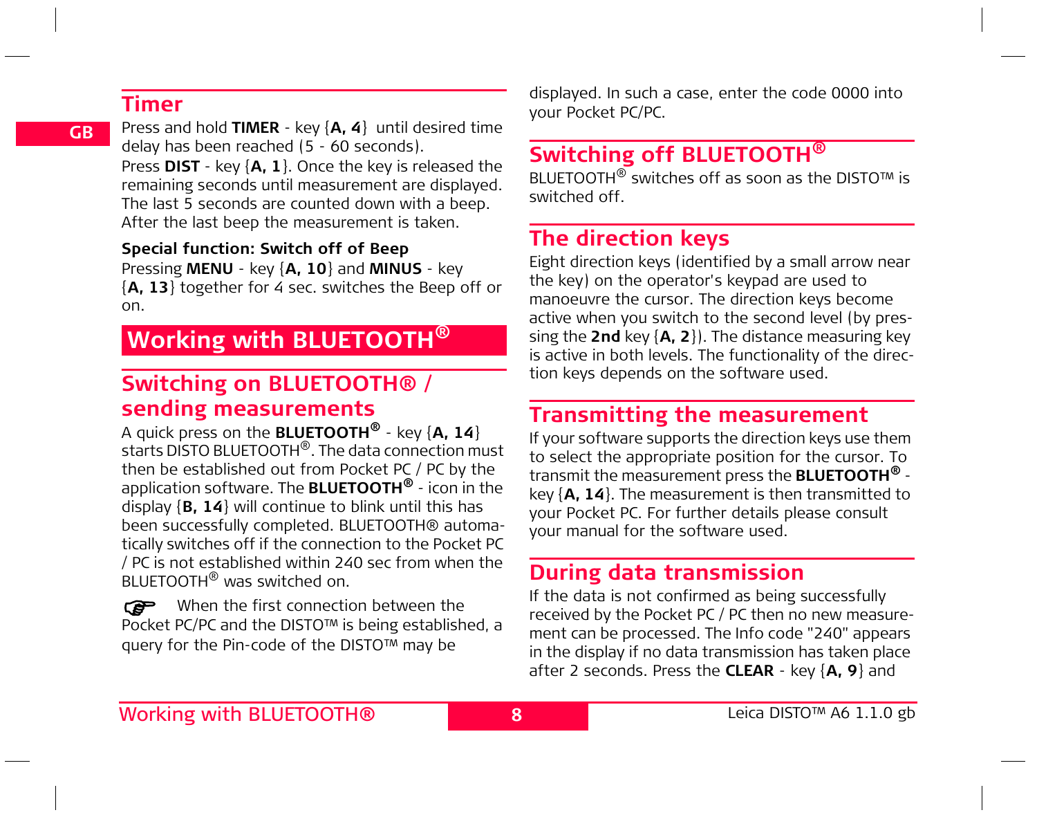## Timer

Press and hold **TIMER** - key {**A, 4**} until desired time delay has been reached (5 - 60 seconds).
Press **DIST** - key {**A, 1**}. Once the key is released the remaining seconds until measurement are displayed. The last 5 seconds are counted down with a beep. After the last beep the measurement is taken.

**Special function: Switch off of Beep**
Pressing **MENU** - key {**A, 10**} and **MINUS** - key {**A, 13**} together for 4 sec. switches the Beep off or on.

# Working with BLUETOOTH®

## Switching on BLUETOOTH® / sending measurements

A quick press on the **BLUETOOTH®** - key {**A, 14**} starts DISTO BLUETOOTH®. The data connection must then be established out from Pocket PC / PC by the application software. The **BLUETOOTH®** - icon in the display {**B, 14**} will continue to blink until this has been successfully completed. BLUETOOTH® automatically switches off if the connection to the Pocket PC / PC is not established within 240 sec from when the BLUETOOTH® was switched on.

☞ When the first connection between the Pocket PC/PC and the DISTO™ is being established, a query for the Pin-code of the DISTO™ may be displayed. In such a case, enter the code 0000 into your Pocket PC/PC.

## Switching off BLUETOOTH®

BLUETOOTH® switches off as soon as the DISTO™ is switched off.

## The direction keys

Eight direction keys (identified by a small arrow near the key) on the operator's keypad are used to manoeuvre the cursor. The direction keys become active when you switch to the second level (by pressing the **2nd** key {**A, 2**}). The distance measuring key is active in both levels. The functionality of the direction keys depends on the software used.

## Transmitting the measurement

If your software supports the direction keys use them to select the appropriate position for the cursor. To transmit the measurement press the **BLUETOOTH®** - key {**A, 14**}. The measurement is then transmitted to your Pocket PC. For further details please consult your manual for the software used.

## During data transmission

If the data is not confirmed as being successfully received by the Pocket PC / PC then no new measurement can be processed. The Info code "240" appears in the display if no data transmission has taken place after 2 seconds. Press the **CLEAR** - key {**A, 9**} and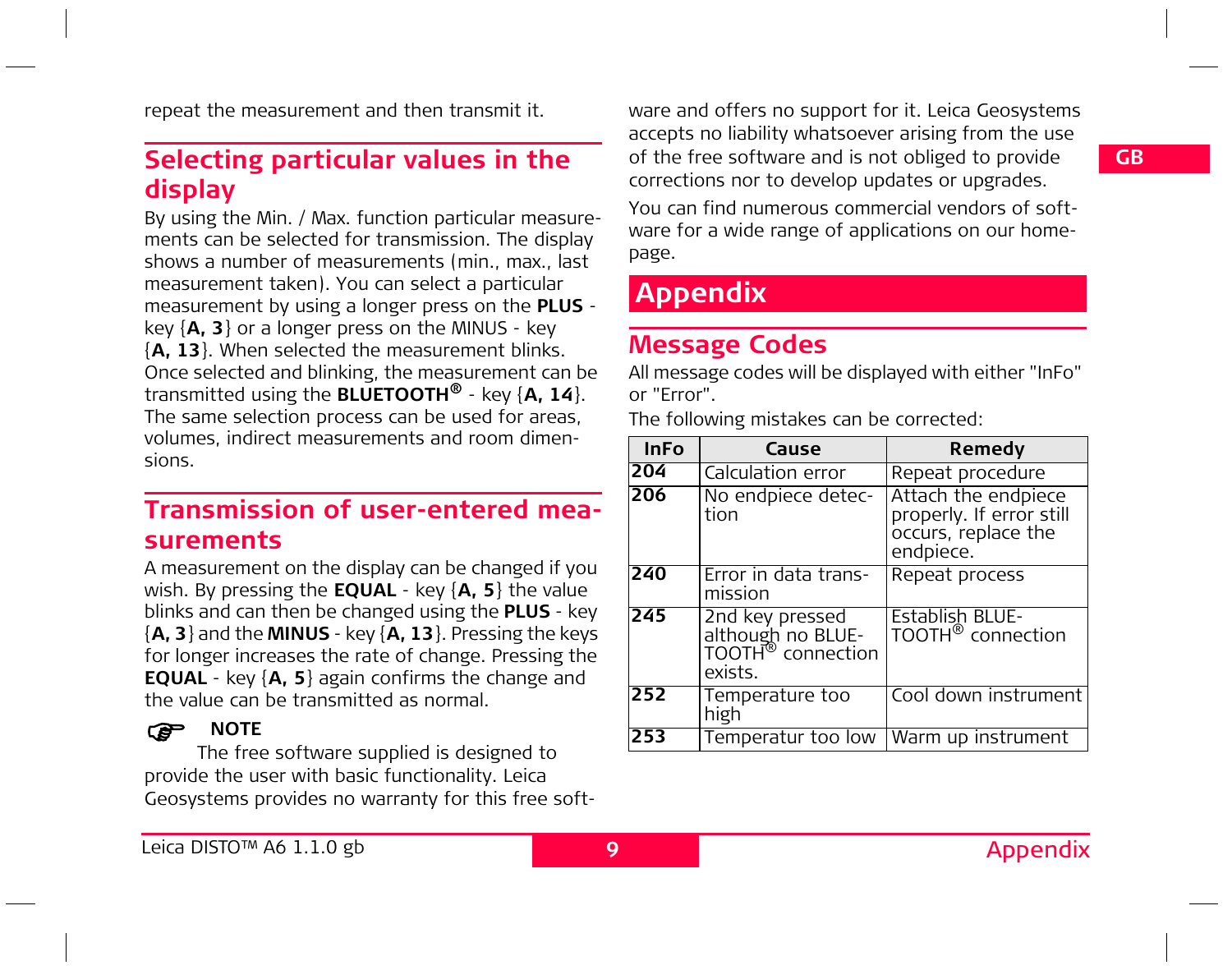repeat the measurement and then transmit it.

## Selecting particular values in the display

By using the Min. / Max. function particular measurements can be selected for transmission. The display shows a number of measurements (min., max., last measurement taken). You can select a particular measurement by using a longer press on the **PLUS** - key {**A, 3**} or a longer press on the MINUS - key {**A, 13**}. When selected the measurement blinks. Once selected and blinking, the measurement can be transmitted using the **BLUETOOTH®** - key {**A, 14**}. The same selection process can be used for areas, volumes, indirect measurements and room dimensions.

## Transmission of user-entered measurements

A measurement on the display can be changed if you wish. By pressing the **EQUAL** - key {**A, 5**} the value blinks and can then be changed using the **PLUS** - key {**A, 3**} and the **MINUS** - key {**A, 13**}. Pressing the keys for longer increases the rate of change. Pressing the **EQUAL** - key {**A, 5**} again confirms the change and the value can be transmitted as normal.

**NOTE**

The free software supplied is designed to provide the user with basic functionality. Leica Geosystems provides no warranty for this free software and offers no support for it. Leica Geosystems accepts no liability whatsoever arising from the use of the free software and is not obliged to provide corrections nor to develop updates or upgrades.

You can find numerous commercial vendors of software for a wide range of applications on our homepage.

# Appendix

## Message Codes

All message codes will be displayed with either "InFo" or "Error".

The following mistakes can be corrected:

| InFo | Cause | Remedy |
|---|---|---|
| **204** | Calculation error | Repeat procedure |
| **206** | No endpiece detection | Attach the endpiece properly. If error still occurs, replace the endpiece. |
| **240** | Error in data transmission | Repeat process |
| **245** | 2nd key pressed although no BLUETOOTH® connection exists. | Establish BLUETOOTH® connection |
| **252** | Temperature too high | Cool down instrument |
| **253** | Temperatur too low | Warm up instrument |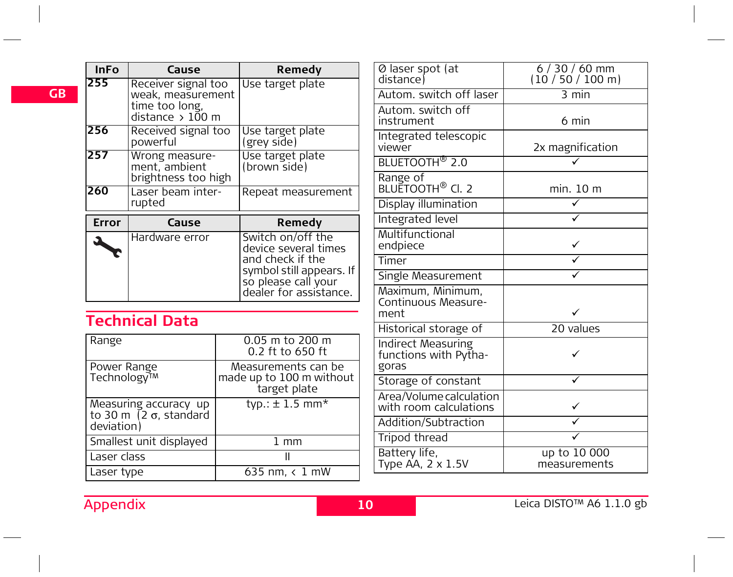| InFo | Cause | Remedy |
|---|---|---|
| **255** | Receiver signal too weak, measurement time too long, distance > 100 m | Use target plate |
| **256** | Received signal too powerful | Use target plate (grey side) |
| **257** | Wrong measurement, ambient brightness too high | Use target plate (brown side) |
| **260** | Laser beam interrupted | Repeat measurement |

| Error | Cause | Remedy |
|---|---|---|
| 🔧 | Hardware error | Switch on/off the device several times and check if the symbol still appears. If so please call your dealer for assistance. |

## Technical Data

| | |
|---|---|
| Range | 0.05 m to 200 m<br>0.2 ft to 650 ft |
| Power Range Technology™ | Measurements can be made up to 100 m without target plate |
| Measuring accuracy up to 30 m (2 σ, standard deviation) | typ.: ± 1.5 mm* |
| Smallest unit displayed | 1 mm |
| Laser class | II |
| Laser type | 635 nm, < 1 mW |
| Ø laser spot (at distance) | 6 / 30 / 60 mm<br>(10 / 50 / 100 m) |
| Autom. switch off laser | 3 min |
| Autom. switch off instrument | 6 min |
| Integrated telescopic viewer | 2x magnification |
| BLUETOOTH® 2.0 | ✓ |
| Range of BLUETOOTH® Cl. 2 | min. 10 m |
| Display illumination | ✓ |
| Integrated level | ✓ |
| Multifunctional endpiece | ✓ |
| Timer | ✓ |
| Single Measurement | ✓ |
| Maximum, Minimum, Continuous Measurement | ✓ |
| Historical storage of | 20 values |
| Indirect Measuring functions with Pythagoras | ✓ |
| Storage of constant | ✓ |
| Area/Volume calculation with room calculations | ✓ |
| Addition/Subtraction | ✓ |
| Tripod thread | ✓ |
| Battery life, Type AA, 2 x 1.5V | up to 10 000 measurements |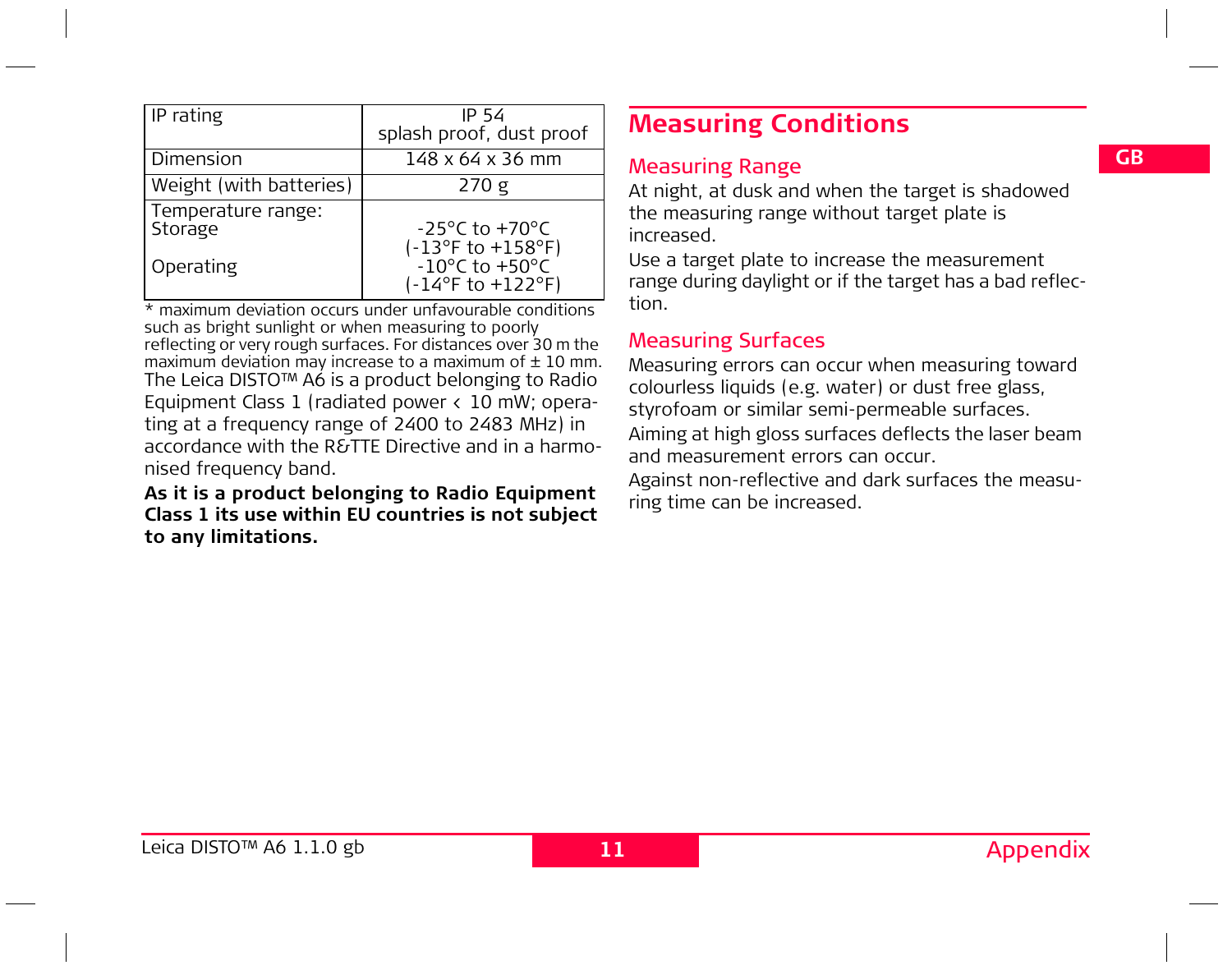| IP rating | IP 54<br>splash proof, dust proof |
|---|---|
| Dimension | 148 x 64 x 36 mm |
| Weight (with batteries) | 270 g |
| Temperature range:<br>Storage<br><br>Operating | <br>-25°C to +70°C<br>(-13°F to +158°F)<br>-10°C to +50°C<br>(-14°F to +122°F) |

\* maximum deviation occurs under unfavourable conditions such as bright sunlight or when measuring to poorly reflecting or very rough surfaces. For distances over 30 m the maximum deviation may increase to a maximum of ± 10 mm.

The Leica DISTO™ A6 is a product belonging to Radio Equipment Class 1 (radiated power < 10 mW; operating at a frequency range of 2400 to 2483 MHz) in accordance with the R&TTE Directive and in a harmonised frequency band.

**As it is a product belonging to Radio Equipment Class 1 its use within EU countries is not subject to any limitations.**

## Measuring Conditions

### Measuring Range

At night, at dusk and when the target is shadowed the measuring range without target plate is increased.

Use a target plate to increase the measurement range during daylight or if the target has a bad reflection.

### Measuring Surfaces

Measuring errors can occur when measuring toward colourless liquids (e.g. water) or dust free glass, styrofoam or similar semi-permeable surfaces.

Aiming at high gloss surfaces deflects the laser beam and measurement errors can occur.

Against non-reflective and dark surfaces the measuring time can be increased.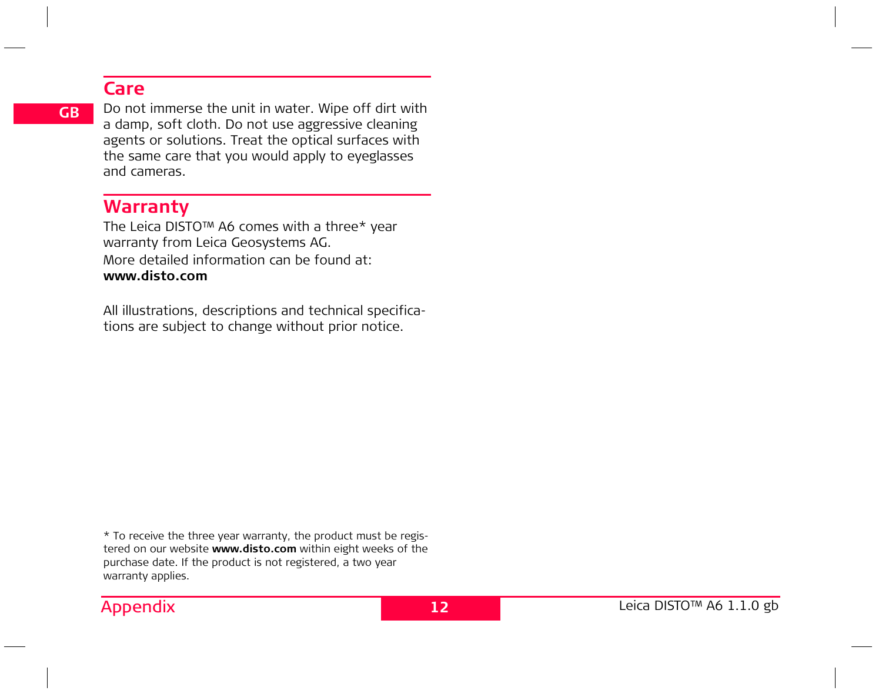## Care

Do not immerse the unit in water. Wipe off dirt with a damp, soft cloth. Do not use aggressive cleaning agents or solutions. Treat the optical surfaces with the same care that you would apply to eyeglasses and cameras.

## Warranty

The Leica DISTO™ A6 comes with a three* year warranty from Leica Geosystems AG.

More detailed information can be found at:
**www.disto.com**

All illustrations, descriptions and technical specifications are subject to change without prior notice.

* To receive the three year warranty, the product must be registered on our website **www.disto.com** within eight weeks of the purchase date. If the product is not registered, a two year warranty applies.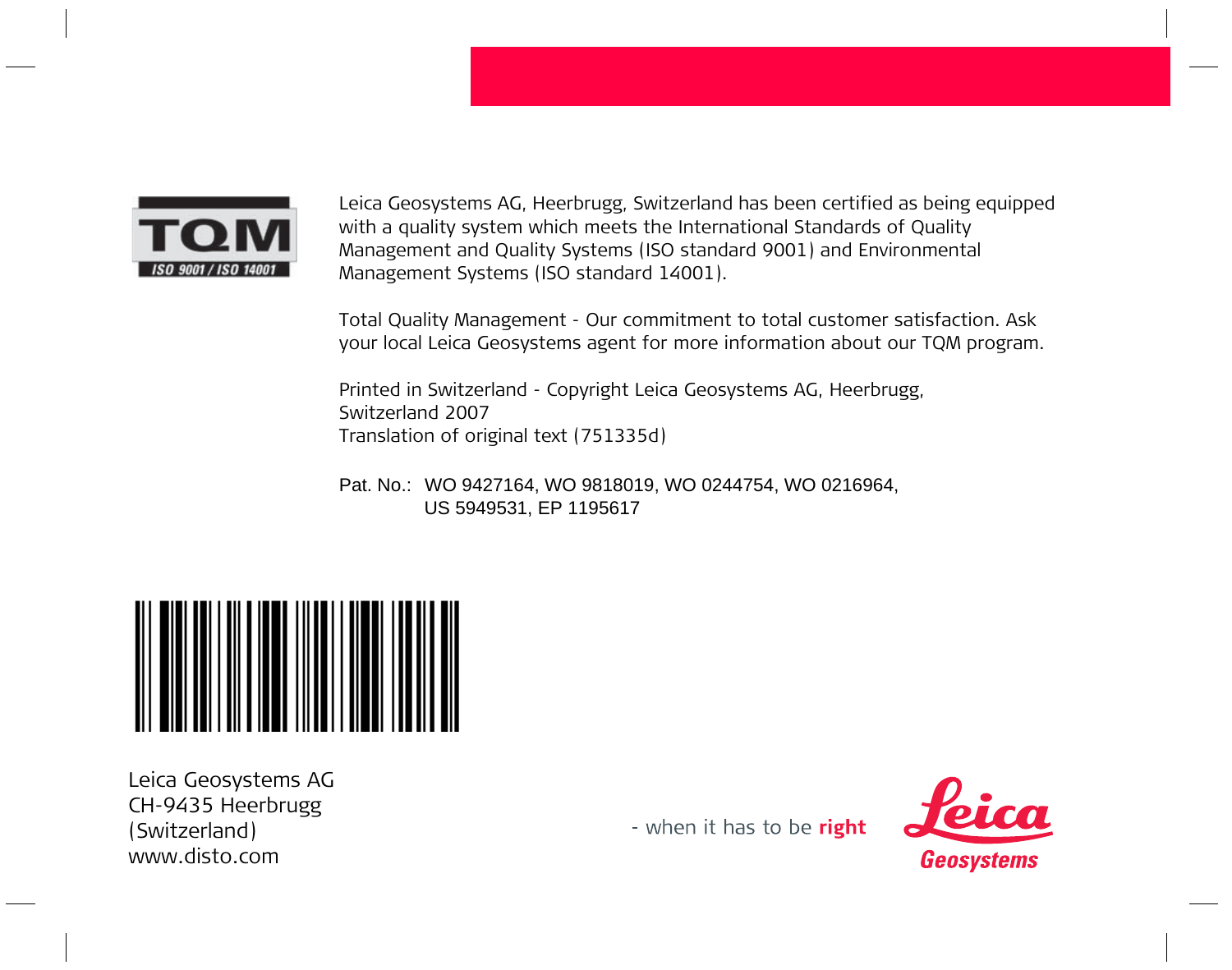TQM
ISO 9001 / ISO 14001

Leica Geosystems AG, Heerbrugg, Switzerland has been certified as being equipped with a quality system which meets the International Standards of Quality Management and Quality Systems (ISO standard 9001) and Environmental Management Systems (ISO standard 14001).

Total Quality Management - Our commitment to total customer satisfaction. Ask your local Leica Geosystems agent for more information about our TQM program.

Printed in Switzerland - Copyright Leica Geosystems AG, Heerbrugg, Switzerland 2007
Translation of original text (751335d)

Pat. No.: WO 9427164, WO 9818019, WO 0244754, WO 0216964, US 5949531, EP 1195617

Leica Geosystems AG
CH-9435 Heerbrugg
(Switzerland)
www.disto.com

- when it has to be **right**

Leica
Geosystems